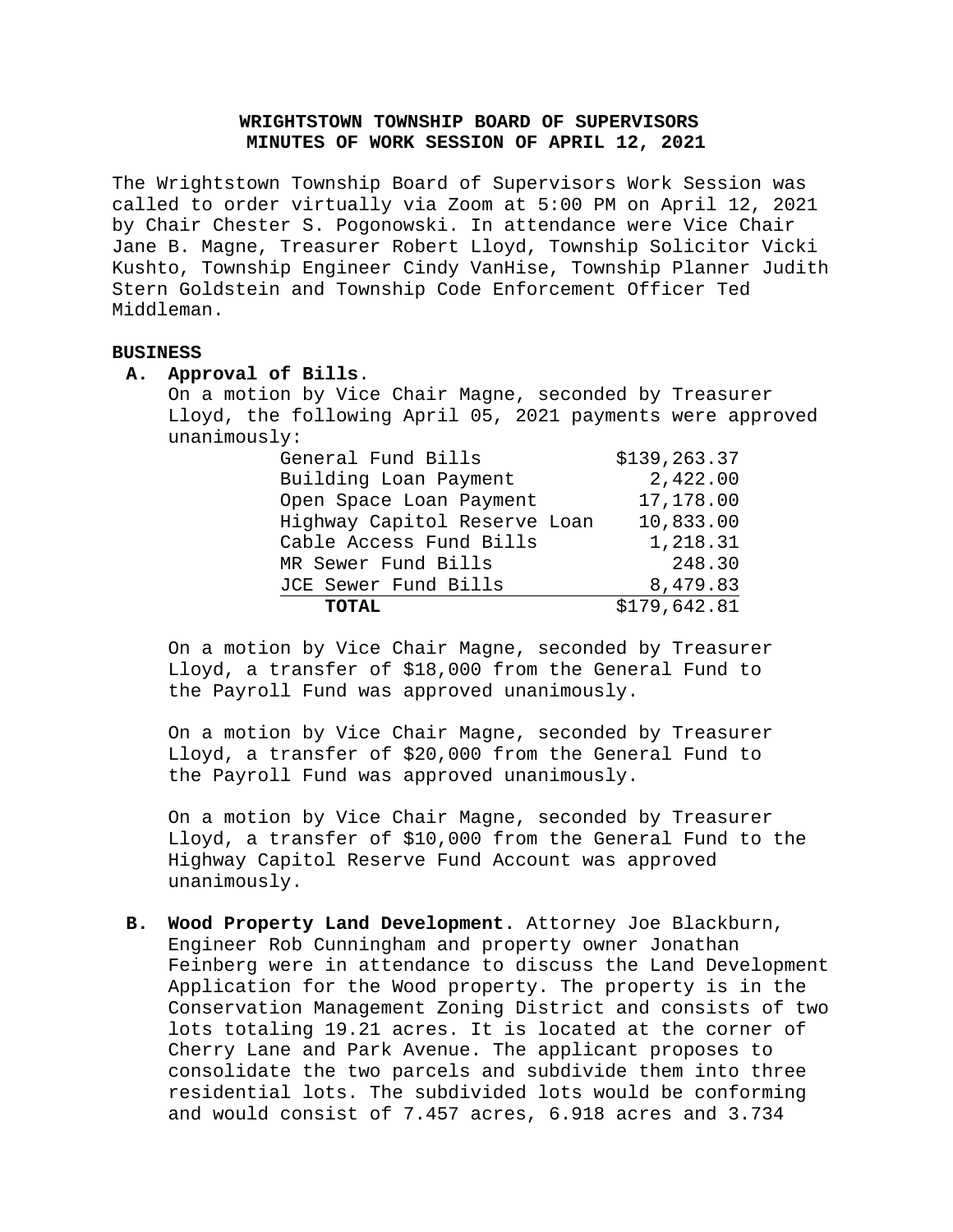# WRIGHTSTOWN TOWNSHIP BOARD OF SUPERVISORS
## MINUTES OF WORK SESSION OF APRIL 12, 2021

The Wrightstown Township Board of Supervisors Work Session was called to order virtually via Zoom at 5:00 PM on April 12, 2021 by Chair Chester S. Pogonowski. In attendance were Vice Chair Jane B. Magne, Treasurer Robert Lloyd, Township Solicitor Vicki Kushto, Township Engineer Cindy VanHise, Township Planner Judith Stern Goldstein and Township Code Enforcement Officer Ted Middleman.

**BUSINESS**

**A. Approval of Bills**.

On a motion by Vice Chair Magne, seconded by Treasurer Lloyd, the following April 05, 2021 payments were approved unanimously:

| | |
|---|---:|
| General Fund Bills | $139,263.37 |
| Building Loan Payment | 2,422.00 |
| Open Space Loan Payment | 17,178.00 |
| Highway Capitol Reserve Loan | 10,833.00 |
| Cable Access Fund Bills | 1,218.31 |
| MR Sewer Fund Bills | 248.30 |
| JCE Sewer Fund Bills | 8,479.83 |
| **TOTAL** | $179,642.81 |

On a motion by Vice Chair Magne, seconded by Treasurer Lloyd, a transfer of $18,000 from the General Fund to the Payroll Fund was approved unanimously.

On a motion by Vice Chair Magne, seconded by Treasurer Lloyd, a transfer of $20,000 from the General Fund to the Payroll Fund was approved unanimously.

On a motion by Vice Chair Magne, seconded by Treasurer Lloyd, a transfer of $10,000 from the General Fund to the Highway Capitol Reserve Fund Account was approved unanimously.

**B. Wood Property Land Development.** Attorney Joe Blackburn, Engineer Rob Cunningham and property owner Jonathan Feinberg were in attendance to discuss the Land Development Application for the Wood property. The property is in the Conservation Management Zoning District and consists of two lots totaling 19.21 acres. It is located at the corner of Cherry Lane and Park Avenue. The applicant proposes to consolidate the two parcels and subdivide them into three residential lots. The subdivided lots would be conforming and would consist of 7.457 acres, 6.918 acres and 3.734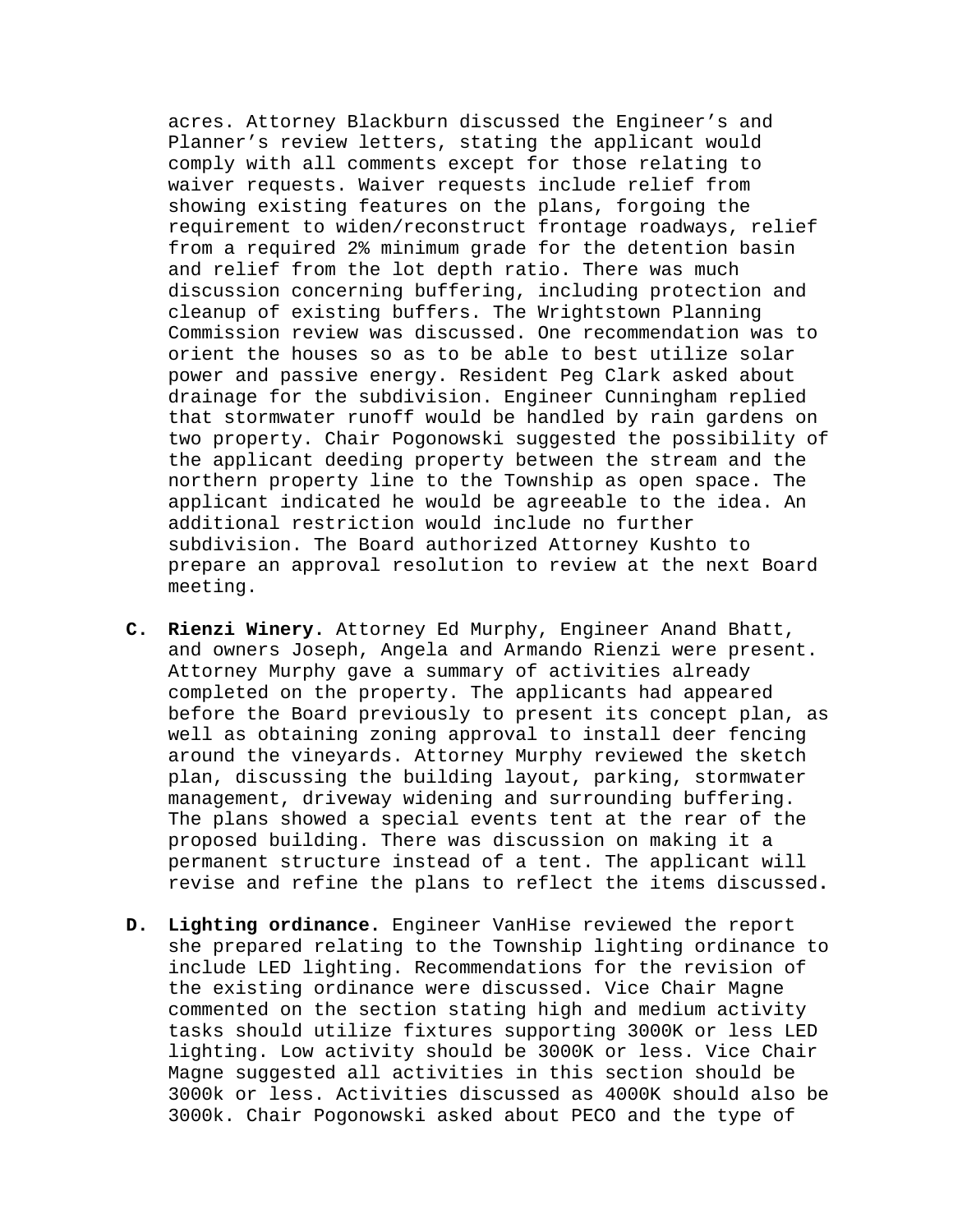acres. Attorney Blackburn discussed the Engineer's and Planner's review letters, stating the applicant would comply with all comments except for those relating to waiver requests. Waiver requests include relief from showing existing features on the plans, forgoing the requirement to widen/reconstruct frontage roadways, relief from a required 2% minimum grade for the detention basin and relief from the lot depth ratio. There was much discussion concerning buffering, including protection and cleanup of existing buffers. The Wrightstown Planning Commission review was discussed. One recommendation was to orient the houses so as to be able to best utilize solar power and passive energy. Resident Peg Clark asked about drainage for the subdivision. Engineer Cunningham replied that stormwater runoff would be handled by rain gardens on two property. Chair Pogonowski suggested the possibility of the applicant deeding property between the stream and the northern property line to the Township as open space. The applicant indicated he would be agreeable to the idea. An additional restriction would include no further subdivision. The Board authorized Attorney Kushto to prepare an approval resolution to review at the next Board meeting.

**C. Rienzi Winery.** Attorney Ed Murphy, Engineer Anand Bhatt, and owners Joseph, Angela and Armando Rienzi were present. Attorney Murphy gave a summary of activities already completed on the property. The applicants had appeared before the Board previously to present its concept plan, as well as obtaining zoning approval to install deer fencing around the vineyards. Attorney Murphy reviewed the sketch plan, discussing the building layout, parking, stormwater management, driveway widening and surrounding buffering. The plans showed a special events tent at the rear of the proposed building. There was discussion on making it a permanent structure instead of a tent. The applicant will revise and refine the plans to reflect the items discussed.

**D. Lighting ordinance.** Engineer VanHise reviewed the report she prepared relating to the Township lighting ordinance to include LED lighting. Recommendations for the revision of the existing ordinance were discussed. Vice Chair Magne commented on the section stating high and medium activity tasks should utilize fixtures supporting 3000K or less LED lighting. Low activity should be 3000K or less. Vice Chair Magne suggested all activities in this section should be 3000k or less. Activities discussed as 4000K should also be 3000k. Chair Pogonowski asked about PECO and the type of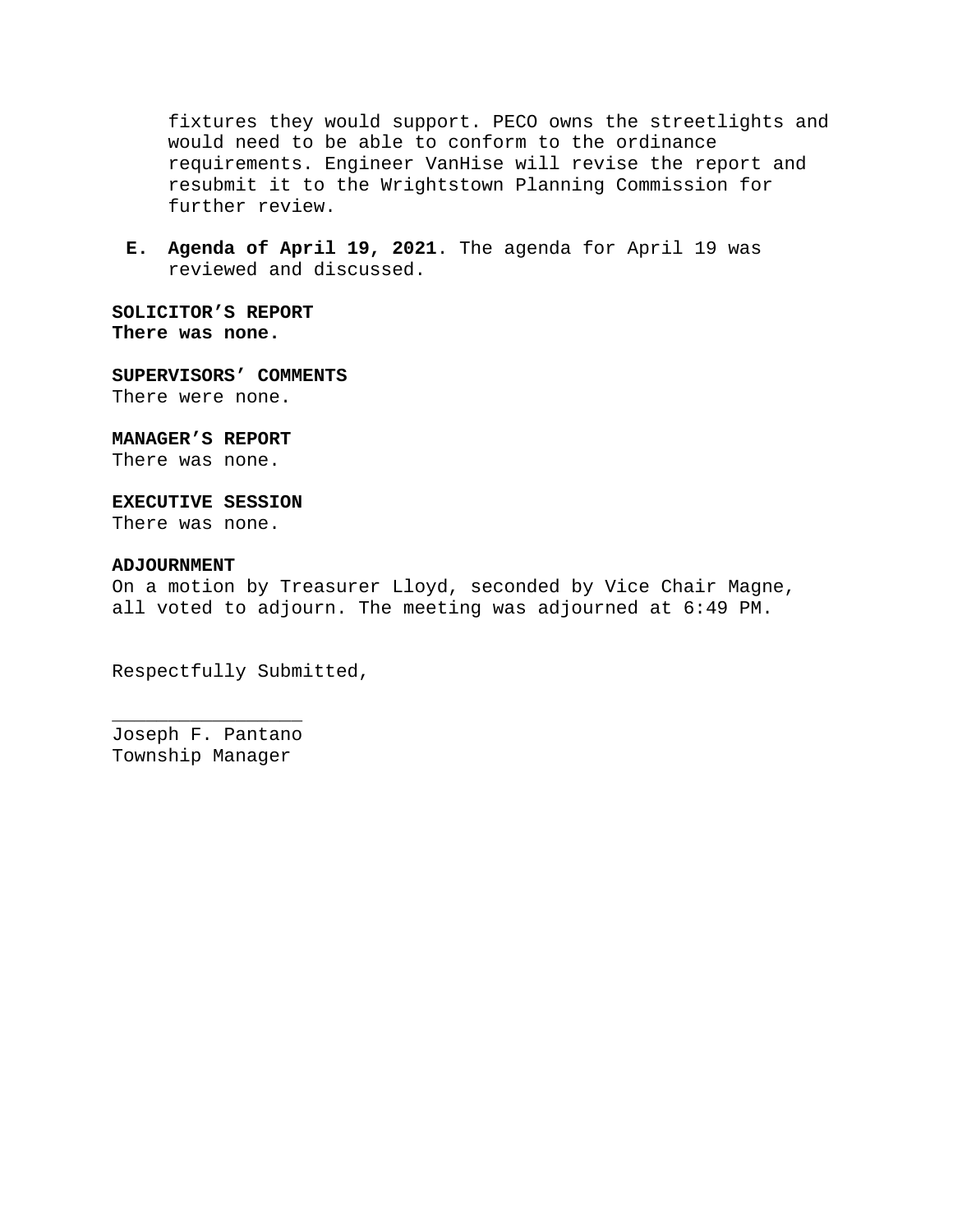fixtures they would support. PECO owns the streetlights and would need to be able to conform to the ordinance requirements. Engineer VanHise will revise the report and resubmit it to the Wrightstown Planning Commission for further review.

**E. Agenda of April 19, 2021**. The agenda for April 19 was reviewed and discussed.

**SOLICITOR'S REPORT**
**There was none.**

**SUPERVISORS' COMMENTS**
There were none.

**MANAGER'S REPORT**
There was none.

**EXECUTIVE SESSION**
There was none.

**ADJOURNMENT**
On a motion by Treasurer Lloyd, seconded by Vice Chair Magne, all voted to adjourn. The meeting was adjourned at 6:49 PM.

Respectfully Submitted,

_________________
Joseph F. Pantano
Township Manager